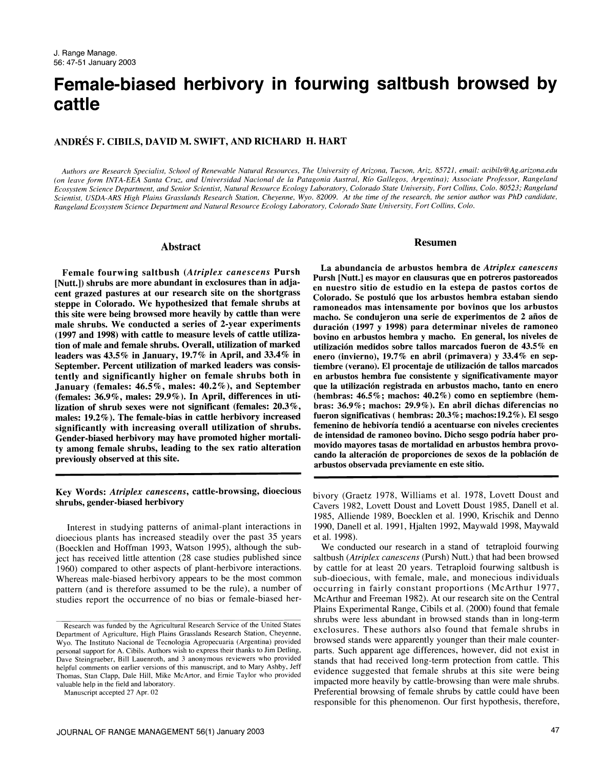# Female-biased herbivory in fourwing saltbush browsed by cattle

**ANDRÉS F. CIBILS, DAVID M. SWIFT, AND RICHARD H. HART**

*Authors are Research Specialist, School of Renewable Natural Resources, The University of Arizona, Tucson, Ariz. 85721, email: acibils@Ag.arizona.edu (on leave form INTA-EEA Santa Cruz, and Universidad Nacional de la Patagonia Austral, Río Gallegos, Argentina); Associate Professor, Rangeland Ecosystem Science Department, and Senior Scientist, Natural Resource Ecology Laboratory, Colorado State University, Fort Collins, Colo. 80523; Rangeland Scientist, USDA-ARS High Plains Grasslands Research Station, Cheyenne, Wyo. 82009. At the time of the research, the senior author was PhD candidate, Rangeland Ecosystem Science Department and Natural Resource Ecology Laboratory, Colorado State University, Fort Collins, Colo.*

## Abstract

**Female fourwing saltbush (*Atriplex canescens* Pursh [Nutt.]) shrubs are more abundant in exclosures than in adjacent grazed pastures at our research site on the shortgrass steppe in Colorado. We hypothesized that female shrubs at this site were being browsed more heavily by cattle than were male shrubs. We conducted a series of 2-year experiments (1997 and 1998) with cattle to measure levels of cattle utilization of male and female shrubs. Overall, utilization of marked leaders was 43.5% in January, 19.7% in April, and 33.4% in September. Percent utilization of marked leaders was consistently and significantly higher on female shrubs both in January (females: 46.5%, males: 40.2%), and September (females: 36.9%, males: 29.9%). In April, differences in utilization of shrub sexes were not significant (females: 20.3%, males: 19.2%). The female-bias in cattle herbivory increased significantly with increasing overall utilization of shrubs. Gender-biased herbivory may have promoted higher mortality among female shrubs, leading to the sex ratio alteration previously observed at this site.**

## Resumen

**La abundancia de arbustos hembra de *Atriplex canescens* Pursh [Nutt.] es mayor en clausuras que en potreros pastoreados en nuestro sitio de estudio en la estepa de pastos cortos de Colorado. Se postuló que los arbustos hembra estaban siendo ramoneados mas intensamente por bovinos que los arbustos macho. Se condujeron una serie de experimentos de 2 años de duración (1997 y 1998) para determinar niveles de ramoneo bovino en arbustos hembra y macho. En general, los niveles de utilización medidos sobre tallos marcados fueron de 43.5% en enero (invierno), 19.7% en abril (primavera) y 33.4% en septiembre (verano). El procentaje de utilización de tallos marcados en arbustos hembra fue consistente y significativamente mayor que la utilización registrada en arbustos macho, tanto en enero (hembras: 46.5%; machos: 40.2%) como en septiembre (hembras: 36.9%; machos: 29.9%). En abril dichas diferencias no fueron significativas ( hembras: 20.3%; machos:19.2%). El sesgo femenino de hebivoría tendió a acentuarse con niveles crecientes de intensidad de ramoneo bovino. Dicho sesgo podría haber promovido mayores tasas de mortalidad en arbustos hembra provocando la alteración de proporciones de sexos de la población de arbustos observada previamente en este sitio.**

**Key Words:** *Atriplex canescens*, cattle-browsing, dioecious shrubs, gender-biased herbivory

Interest in studying patterns of animal-plant interactions in dioecious plants has increased steadily over the past 35 years (Boecklen and Hoffman 1993, Watson 1995), although the subject has received little attention (28 case studies published since 1960) compared to other aspects of plant-herbivore interactions. Whereas male-biased herbivory appears to be the most common pattern (and is therefore assumed to be the rule), a number of studies report the occurrence of no bias or female-biased herbivory (Graetz 1978, Williams et al. 1978, Lovett Doust and Cavers 1982, Lovett Doust and Lovett Doust 1985, Danell et al. 1985, Alliende 1989, Boecklen et al. 1990, Krischik and Denno 1990, Danell et al. 1991, Hjalten 1992, Maywald 1998, Maywald et al. 1998).

We conducted our research in a stand of tetraploid fourwing saltbush (*Atriplex canescens* (Pursh) Nutt.) that had been browsed by cattle for at least 20 years. Tetraploid fourwing saltbush is sub-dioecious, with female, male, and monecious individuals occurring in fairly constant proportions (McArthur 1977, McArthur and Freeman 1982). At our research site on the Central Plains Experimental Range, Cibils et al. (2000) found that female shrubs were less abundant in browsed stands than in long-term exclosures. These authors also found that female shrubs in browsed stands were apparently younger than their male counterparts. Such apparent age differences, however, did not exist in stands that had received long-term protection from cattle. This evidence suggested that female shrubs at this site were being impacted more heavily by cattle-browsing than were male shrubs. Preferential browsing of female shrubs by cattle could have been responsible for this phenomenon. Our first hypothesis, therefore,

Research was funded by the Agricultural Research Service of the United States Department of Agriculture, High Plains Grasslands Research Station, Cheyenne, Wyo. The Instituto Nacional de Tecnologia Agropecuaria (Argentina) provided personal support for A. Cibils. Authors wish to express their thanks to Jim Detling, Dave Steingraeber, Bill Lauenroth, and 3 anonymous reviewers who provided helpful comments on earlier versions of this manuscript, and to Mary Ashby, Jeff Thomas, Stan Clapp, Dale Hill, Mike McArtor, and Ernie Taylor who provided valuable help in the field and laboratory.

Manuscript accepted 27 Apr. 02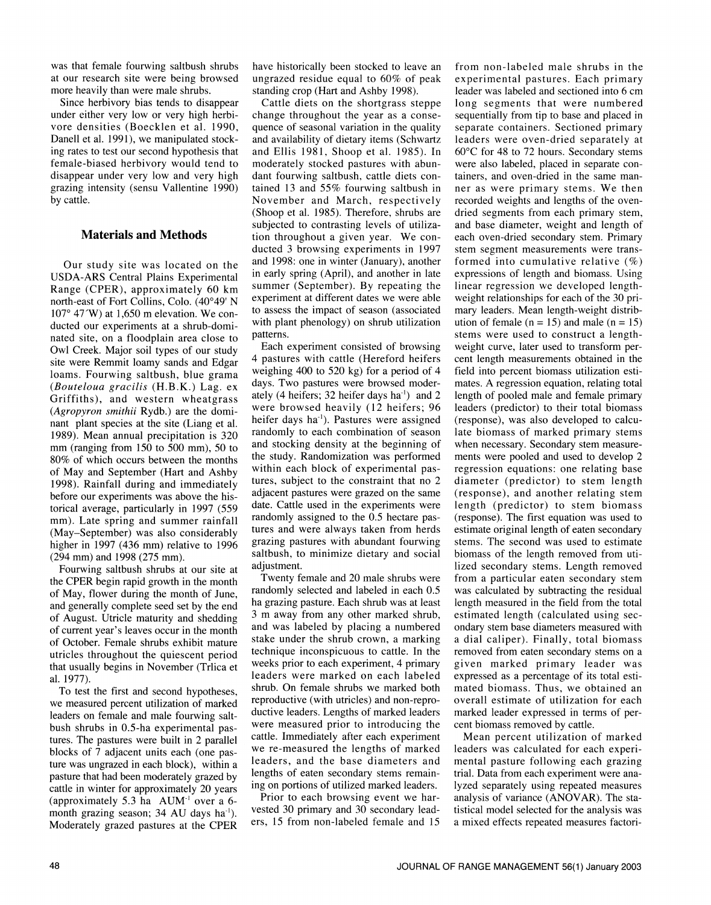was that female fourwing saltbush shrubs at our research site were being browsed more heavily than were male shrubs.

Since herbivory bias tends to disappear under either very low or very high herbivore densities (Boecklen et al. 1990, Danell et al. 1991), we manipulated stocking rates to test our second hypothesis that female-biased herbivory would tend to disappear under very low and very high grazing intensity (sensu Vallentine 1990) by cattle.

## Materials and Methods

Our study site was located on the USDA-ARS Central Plains Experimental Range (CPER), approximately 60 km north-east of Fort Collins, Colo. (40°49' N 107° 47'W) at 1,650 m elevation. We conducted our experiments at a shrub-dominated site, on a floodplain area close to Owl Creek. Major soil types of our study site were Remmit loamy sands and Edgar loams. Fourwing saltbush, blue grama (*Bouteloua gracilis* (H.B.K.) Lag. ex Griffiths), and western wheatgrass (*Agropyron smithii* Rydb.) are the dominant plant species at the site (Liang et al. 1989). Mean annual precipitation is 320 mm (ranging from 150 to 500 mm), 50 to 80% of which occurs between the months of May and September (Hart and Ashby 1998). Rainfall during and immediately before our experiments was above the historical average, particularly in 1997 (559 mm). Late spring and summer rainfall (May–September) was also considerably higher in 1997 (436 mm) relative to 1996 (294 mm) and 1998 (275 mm).

Fourwing saltbush shrubs at our site at the CPER begin rapid growth in the month of May, flower during the month of June, and generally complete seed set by the end of August. Utricle maturity and shedding of current year's leaves occur in the month of October. Female shrubs exhibit mature utricles throughout the quiescent period that usually begins in November (Trlica et al. 1977).

To test the first and second hypotheses, we measured percent utilization of marked leaders on female and male fourwing saltbush shrubs in 0.5-ha experimental pastures. The pastures were built in 2 parallel blocks of 7 adjacent units each (one pasture was ungrazed in each block), within a pasture that had been moderately grazed by cattle in winter for approximately 20 years (approximately 5.3 ha AUM$^{-1}$ over a 6-month grazing season; 34 AU days ha$^{-1}$). Moderately grazed pastures at the CPER have historically been stocked to leave an ungrazed residue equal to 60% of peak standing crop (Hart and Ashby 1998).

Cattle diets on the shortgrass steppe change throughout the year as a consequence of seasonal variation in the quality and availability of dietary items (Schwartz and Ellis 1981, Shoop et al. 1985). In moderately stocked pastures with abundant fourwing saltbush, cattle diets contained 13 and 55% fourwing saltbush in November and March, respectively (Shoop et al. 1985). Therefore, shrubs are subjected to contrasting levels of utilization throughout a given year. We conducted 3 browsing experiments in 1997 and 1998: one in winter (January), another in early spring (April), and another in late summer (September). By repeating the experiment at different dates we were able to assess the impact of season (associated with plant phenology) on shrub utilization patterns.

Each experiment consisted of browsing 4 pastures with cattle (Hereford heifers weighing 400 to 520 kg) for a period of 4 days. Two pastures were browsed moderately (4 heifers; 32 heifer days ha$^{-1}$) and 2 were browsed heavily (12 heifers; 96 heifer days ha$^{-1}$). Pastures were assigned randomly to each combination of season and stocking density at the beginning of the study. Randomization was performed within each block of experimental pastures, subject to the constraint that no 2 adjacent pastures were grazed on the same date. Cattle used in the experiments were randomly assigned to the 0.5 hectare pastures and were always taken from herds grazing pastures with abundant fourwing saltbush, to minimize dietary and social adjustment.

Twenty female and 20 male shrubs were randomly selected and labeled in each 0.5 ha grazing pasture. Each shrub was at least 3 m away from any other marked shrub, and was labeled by placing a numbered stake under the shrub crown, a marking technique inconspicuous to cattle. In the weeks prior to each experiment, 4 primary leaders were marked on each labeled shrub. On female shrubs we marked both reproductive (with utricles) and non-reproductive leaders. Lengths of marked leaders were measured prior to introducing the cattle. Immediately after each experiment we re-measured the lengths of marked leaders, and the base diameters and lengths of eaten secondary stems remaining on portions of utilized marked leaders.

Prior to each browsing event we harvested 30 primary and 30 secondary leaders, 15 from non-labeled female and 15 from non-labeled male shrubs in the experimental pastures. Each primary leader was labeled and sectioned into 6 cm long segments that were numbered sequentially from tip to base and placed in separate containers. Sectioned primary leaders were oven-dried separately at 60°C for 48 to 72 hours. Secondary stems were also labeled, placed in separate containers, and oven-dried in the same manner as were primary stems. We then recorded weights and lengths of the oven-dried segments from each primary stem, and base diameter, weight and length of each oven-dried secondary stem. Primary stem segment measurements were transformed into cumulative relative (%) expressions of length and biomass. Using linear regression we developed length-weight relationships for each of the 30 primary leaders. Mean length-weight distribution of female (n = 15) and male (n = 15) stems were used to construct a length-weight curve, later used to transform percent length measurements obtained in the field into percent biomass utilization estimates. A regression equation, relating total length of pooled male and female primary leaders (predictor) to their total biomass (response), was also developed to calculate biomass of marked primary stems when necessary. Secondary stem measurements were pooled and used to develop 2 regression equations: one relating base diameter (predictor) to stem length (response), and another relating stem length (predictor) to stem biomass (response). The first equation was used to estimate original length of eaten secondary stems. The second was used to estimate biomass of the length removed from utilized secondary stems. Length removed from a particular eaten secondary stem was calculated by subtracting the residual length measured in the field from the total estimated length (calculated using secondary stem base diameters measured with a dial caliper). Finally, total biomass removed from eaten secondary stems on a given marked primary leader was expressed as a percentage of its total estimated biomass. Thus, we obtained an overall estimate of utilization for each marked leader expressed in terms of percent biomass removed by cattle.

Mean percent utilization of marked leaders was calculated for each experimental pasture following each grazing trial. Data from each experiment were analyzed separately using repeated measures analysis of variance (ANOVAR). The statistical model selected for the analysis was a mixed effects repeated measures factori-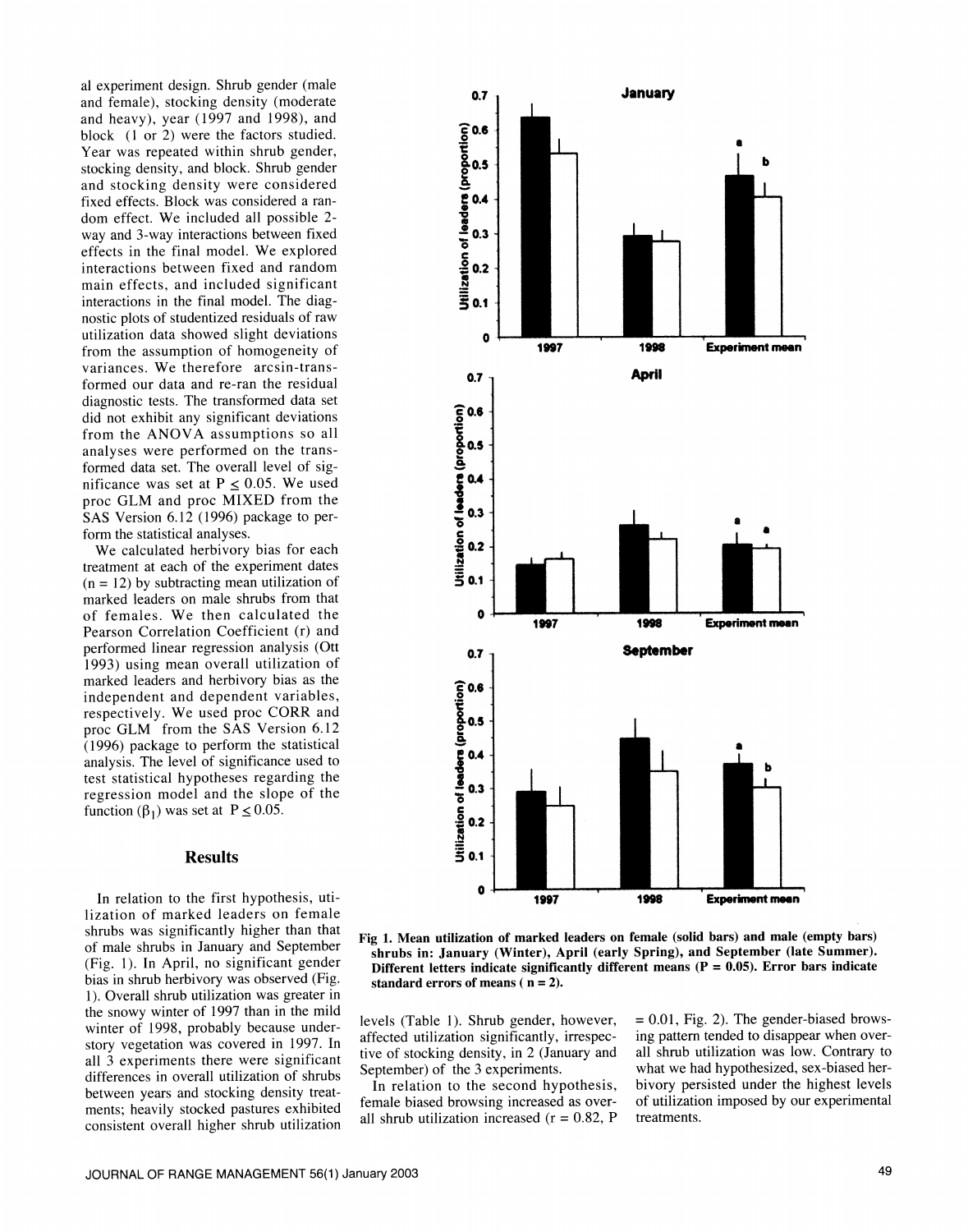al experiment design. Shrub gender (male and female), stocking density (moderate and heavy), year (1997 and 1998), and block (1 or 2) were the factors studied. Year was repeated within shrub gender, stocking density, and block. Shrub gender and stocking density were considered fixed effects. Block was considered a random effect. We included all possible 2-way and 3-way interactions between fixed effects in the final model. We explored interactions between fixed and random main effects, and included significant interactions in the final model. The diagnostic plots of studentized residuals of raw utilization data showed slight deviations from the assumption of homogeneity of variances. We therefore arcsin-transformed our data and re-ran the residual diagnostic tests. The transformed data set did not exhibit any significant deviations from the ANOVA assumptions so all analyses were performed on the transformed data set. The overall level of significance was set at $P \leq 0.05$. We used proc GLM and proc MIXED from the SAS Version 6.12 (1996) package to perform the statistical analyses.

We calculated herbivory bias for each treatment at each of the experiment dates ($n = 12$) by subtracting mean utilization of marked leaders on male shrubs from that of females. We then calculated the Pearson Correlation Coefficient (r) and performed linear regression analysis (Ott 1993) using mean overall utilization of marked leaders and herbivory bias as the independent and dependent variables, respectively. We used proc CORR and proc GLM from the SAS Version 6.12 (1996) package to perform the statistical analysis. The level of significance used to test statistical hypotheses regarding the regression model and the slope of the function ($\beta_1$) was set at $P \leq 0.05$.

## Results

In relation to the first hypothesis, utilization of marked leaders on female shrubs was significantly higher than that of male shrubs in January and September (Fig. 1). In April, no significant gender bias in shrub herbivory was observed (Fig. 1). Overall shrub utilization was greater in the snowy winter of 1997 than in the mild winter of 1998, probably because understory vegetation was covered in 1997. In all 3 experiments there were significant differences in overall utilization of shrubs between years and stocking density treatments; heavily stocked pastures exhibited consistent overall higher shrub utilization levels (Table 1). Shrub gender, however, affected utilization significantly, irrespective of stocking density, in 2 (January and September) of the 3 experiments.

In relation to the second hypothesis, female biased browsing increased as overall shrub utilization increased ($r = 0.82$, $P = 0.01$, Fig. 2). The gender-biased browsing pattern tended to disappear when overall shrub utilization was low. Contrary to what we had hypothesized, sex-biased herbivory persisted under the highest levels of utilization imposed by our experimental treatments.

**Fig 1. Mean utilization of marked leaders on female (solid bars) and male (empty bars) shrubs in: January (Winter), April (early Spring), and September (late Summer). Different letters indicate significantly different means (P = 0.05). Error bars indicate standard errors of means ( n = 2).**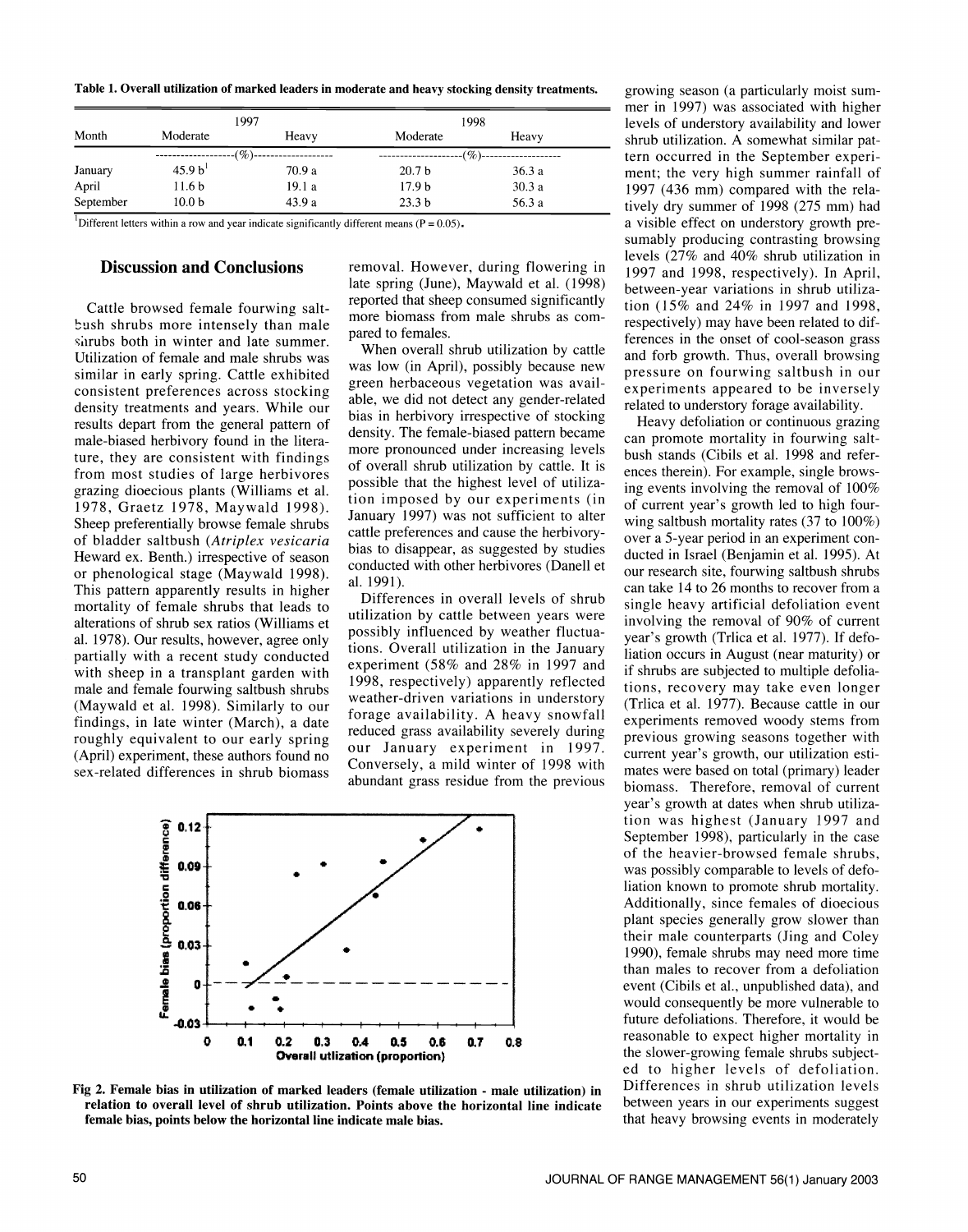Table 1. Overall utilization of marked leaders in moderate and heavy stocking density treatments.

| | 1997 | | 1998 | |
|---|---|---|---|---|
| Month | Moderate | Heavy | Moderate | Heavy |
| | (%) | | (%) | |
| January | 45.9 b[1] | 70.9 a | 20.7 b | 36.3 a |
| April | 11.6 b | 19.1 a | 17.9 b | 30.3 a |
| September | 10.0 b | 43.9 a | 23.3 b | 56.3 a |

[1]Different letters within a row and year indicate significantly different means (P = 0.05).

## Discussion and Conclusions

Cattle browsed female fourwing saltbush shrubs more intensely than male shrubs both in winter and late summer. Utilization of female and male shrubs was similar in early spring. Cattle exhibited consistent preferences across stocking density treatments and years. While our results depart from the general pattern of male-biased herbivory found in the literature, they are consistent with findings from most studies of large herbivores grazing dioecious plants (Williams et al. 1978, Graetz 1978, Maywald 1998). Sheep preferentially browse female shrubs of bladder saltbush (*Atriplex vesicaria* Heward ex. Benth.) irrespective of season or phenological stage (Maywald 1998). This pattern apparently results in higher mortality of female shrubs that leads to alterations of shrub sex ratios (Williams et al. 1978). Our results, however, agree only partially with a recent study conducted with sheep in a transplant garden with male and female fourwing saltbush shrubs (Maywald et al. 1998). Similarly to our findings, in late winter (March), a date roughly equivalent to our early spring (April) experiment, these authors found no sex-related differences in shrub biomass removal. However, during flowering in late spring (June), Maywald et al. (1998) reported that sheep consumed significantly more biomass from male shrubs as compared to females.

When overall shrub utilization by cattle was low (in April), possibly because new green herbaceous vegetation was available, we did not detect any gender-related bias in herbivory irrespective of stocking density. The female-biased pattern became more pronounced under increasing levels of overall shrub utilization by cattle. It is possible that the highest level of utilization imposed by our experiments (in January 1997) was not sufficient to alter cattle preferences and cause the herbivory-bias to disappear, as suggested by studies conducted with other herbivores (Danell et al. 1991).

Differences in overall levels of shrub utilization by cattle between years were possibly influenced by weather fluctuations. Overall utilization in the January experiment (58% and 28% in 1997 and 1998, respectively) apparently reflected weather-driven variations in understory forage availability. A heavy snowfall reduced grass availability severely during our January experiment in 1997. Conversely, a mild winter of 1998 with abundant grass residue from the previous growing season (a particularly moist summer in 1997) was associated with higher levels of understory availability and lower shrub utilization. A somewhat similar pattern occurred in the September experiment; the very high summer rainfall of 1997 (436 mm) compared with the relatively dry summer of 1998 (275 mm) had a visible effect on understory growth presumably producing contrasting browsing levels (27% and 40% shrub utilization in 1997 and 1998, respectively). In April, between-year variations in shrub utilization (15% and 24% in 1997 and 1998, respectively) may have been related to differences in the onset of cool-season grass and forb growth. Thus, overall browsing pressure on fourwing saltbush in our experiments appeared to be inversely related to understory forage availability.

Heavy defoliation or continuous grazing can promote mortality in fourwing saltbush stands (Cibils et al. 1998 and references therein). For example, single browsing events involving the removal of 100% of current year's growth led to high fourwing saltbush mortality rates (37 to 100%) over a 5-year period in an experiment conducted in Israel (Benjamin et al. 1995). At our research site, fourwing saltbush shrubs can take 14 to 26 months to recover from a single heavy artificial defoliation event involving the removal of 90% of current year's growth (Trlica et al. 1977). If defoliation occurs in August (near maturity) or if shrubs are subjected to multiple defoliations, recovery may take even longer (Trlica et al. 1977). Because cattle in our experiments removed woody stems from previous growing seasons together with current year's growth, our utilization estimates were based on total (primary) leader biomass. Therefore, removal of current year's growth at dates when shrub utilization was highest (January 1997 and September 1998), particularly in the case of the heavier-browsed female shrubs, was possibly comparable to levels of defoliation known to promote shrub mortality. Additionally, since females of dioecious plant species generally grow slower than their male counterparts (Jing and Coley 1990), female shrubs may need more time than males to recover from a defoliation event (Cibils et al., unpublished data), and would consequently be more vulnerable to future defoliations. Therefore, it would be reasonable to expect higher mortality in the slower-growing female shrubs subjected to higher levels of defoliation. Differences in shrub utilization levels between years in our experiments suggest that heavy browsing events in moderately

Fig 2. Female bias in utilization of marked leaders (female utilization - male utilization) in relation to overall level of shrub utilization. Points above the horizontal line indicate female bias, points below the horizontal line indicate male bias.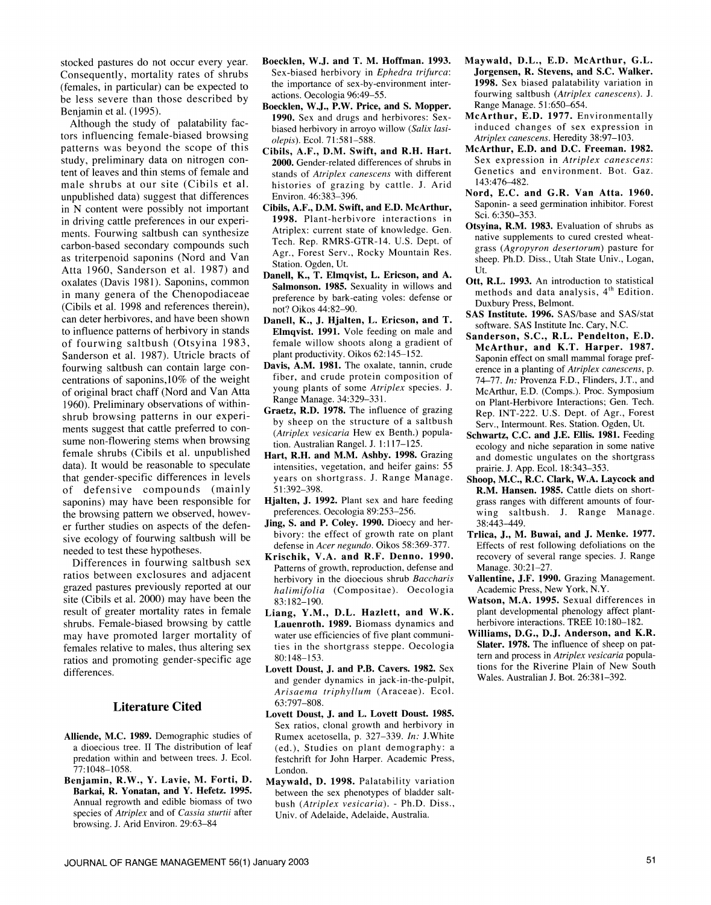stocked pastures do not occur every year. Consequently, mortality rates of shrubs (females, in particular) can be expected to be less severe than those described by Benjamin et al. (1995).

Although the study of palatability factors influencing female-biased browsing patterns was beyond the scope of this study, preliminary data on nitrogen content of leaves and thin stems of female and male shrubs at our site (Cibils et al. unpublished data) suggest that differences in N content were possibly not important in driving cattle preferences in our experiments. Fourwing saltbush can synthesize carbon-based secondary compounds such as triterpenoid saponins (Nord and Van Atta 1960, Sanderson et al. 1987) and oxalates (Davis 1981). Saponins, common in many genera of the Chenopodiaceae (Cibils et al. 1998 and references therein), can deter herbivores, and have been shown to influence patterns of herbivory in stands of fourwing saltbush (Otsyina 1983, Sanderson et al. 1987). Utricle bracts of fourwing saltbush can contain large concentrations of saponins,10% of the weight of original bract chaff (Nord and Van Atta 1960). Preliminary observations of within-shrub browsing patterns in our experiments suggest that cattle preferred to consume non-flowering stems when browsing female shrubs (Cibils et al. unpublished data). It would be reasonable to speculate that gender-specific differences in levels of defensive compounds (mainly saponins) may have been responsible for the browsing pattern we observed, however further studies on aspects of the defensive ecology of fourwing saltbush will be needed to test these hypotheses.

Differences in fourwing saltbush sex ratios between exclosures and adjacent grazed pastures previously reported at our site (Cibils et al. 2000) may have been the result of greater mortality rates in female shrubs. Female-biased browsing by cattle may have promoted larger mortality of females relative to males, thus altering sex ratios and promoting gender-specific age differences.

## Literature Cited

**Alliende, M.C. 1989.** Demographic studies of a dioecious tree. II The distribution of leaf predation within and between trees. J. Ecol. 77:1048–1058.

**Benjamin, R.W., Y. Lavie, M. Forti, D. Barkai, R. Yonatan, and Y. Hefetz. 1995.** Annual regrowth and edible biomass of two species of *Atriplex* and of *Cassia sturtii* after browsing. J. Arid Environ. 29:63–84

**Boecklen, W.J. and T. M. Hoffman. 1993.** Sex-biased herbivory in *Ephedra trifurca*: the importance of sex-by-environment interactions. Oecologia 96:49–55.

**Boecklen, W.J., P.W. Price, and S. Mopper. 1990.** Sex and drugs and herbivores: Sex-biased herbivory in arroyo willow (*Salix lasiolepis*). Ecol. 71:581–588.

**Cibils, A.F., D.M. Swift, and R.H. Hart. 2000.** Gender-related differences of shrubs in stands of *Atriplex canescens* with different histories of grazing by cattle. J. Arid Environ. 46:383–396.

**Cibils, A.F., D.M. Swift, and E.D. McArthur, 1998.** Plant-herbivore interactions in Atriplex: current state of knowledge. Gen. Tech. Rep. RMRS-GTR-14. U.S. Dept. of Agr., Forest Serv., Rocky Mountain Res. Station. Ogden, Ut.

**Danell, K., T. Elmqvist, L. Ericson, and A. Salmonson. 1985.** Sexuality in willows and preference by bark-eating voles: defense or not? Oikos 44:82–90.

**Danell, K., J. Hjalten, L. Ericson, and T. Elmqvist. 1991.** Vole feeding on male and female willow shoots along a gradient of plant productivity. Oikos 62:145–152.

**Davis, A.M. 1981.** The oxalate, tannin, crude fiber, and crude protein composition of young plants of some *Atriplex* species. J. Range Manage. 34:329–331.

**Graetz, R.D. 1978.** The influence of grazing by sheep on the structure of a saltbush (*Atriplex vesicaria* Hew ex Benth.) population. Australian Rangel. J. 1:117–125.

**Hart, R.H. and M.M. Ashby. 1998.** Grazing intensities, vegetation, and heifer gains: 55 years on shortgrass. J. Range Manage. 51:392–398.

**Hjalten, J. 1992.** Plant sex and hare feeding preferences. Oecologia 89:253–256.

**Jing, S. and P. Coley. 1990.** Dioecy and herbivory: the effect of growth rate on plant defense in *Acer negundo*. Oikos 58:369-377.

**Krischik, V.A. and R.F. Denno. 1990.** Patterns of growth, reproduction, defense and herbivory in the dioecious shrub *Baccharis halimifolia* (Compositae). Oecologia 83:182–190.

**Liang, Y.M., D.L. Hazlett, and W.K. Lauenroth. 1989.** Biomass dynamics and water use efficiencies of five plant communities in the shortgrass steppe. Oecologia 80:148–153.

**Lovett Doust, J. and P.B. Cavers. 1982.** Sex and gender dynamics in jack-in-the-pulpit, *Arisaema triphyllum* (Araceae). Ecol. 63:797–808.

**Lovett Doust, J. and L. Lovett Doust. 1985.** Sex ratios, clonal growth and herbivory in Rumex acetosella, p. 327–339. *In:* J.White (ed.), Studies on plant demography: a festchrift for John Harper. Academic Press, London.

**Maywald, D. 1998.** Palatability variation between the sex phenotypes of bladder saltbush (*Atriplex vesicaria*). - Ph.D. Diss., Univ. of Adelaide, Adelaide, Australia.

**Maywald, D.L., E.D. McArthur, G.L. Jorgensen, R. Stevens, and S.C. Walker. 1998.** Sex biased palatability variation in fourwing saltbush (*Atriplex canescens*). J. Range Manage. 51:650–654.

**McArthur, E.D. 1977.** Environmentally induced changes of sex expression in *Atriplex canescens*. Heredity 38:97–103.

**McArthur, E.D. and D.C. Freeman. 1982.** Sex expression in *Atriplex canescens*: Genetics and environment. Bot. Gaz. 143:476–482.

**Nord, E.C. and G.R. Van Atta. 1960.** Saponin- a seed germination inhibitor. Forest Sci. 6:350–353.

**Otsyina, R.M. 1983.** Evaluation of shrubs as native supplements to cured crested wheatgrass (*Agropyron desertorum*) pasture for sheep. Ph.D. Diss., Utah State Univ., Logan, Ut.

**Ott, R.L. 1993.** An introduction to statistical methods and data analysis, 4th Edition. Duxbury Press, Belmont.

**SAS Institute. 1996.** SAS/base and SAS/stat software. SAS Institute Inc. Cary, N.C.

**Sanderson, S.C., R.L. Pendelton, E.D. McArthur, and K.T. Harper. 1987.** Saponin effect on small mammal forage preference in a planting of *Atriplex canescens*, p. 74–77. *In:* Provenza F.D., Flinders, J.T., and McArthur, E.D. (Comps.). Proc. Symposium on Plant-Herbivore Interactions; Gen. Tech. Rep. INT-222. U.S. Dept. of Agr., Forest Serv., Intermount. Res. Station. Ogden, Ut.

**Schwartz, C.C. and J.E. Ellis. 1981.** Feeding ecology and niche separation in some native and domestic ungulates on the shortgrass prairie. J. App. Ecol. 18:343–353.

**Shoop, M.C., R.C. Clark, W.A. Laycock and R.M. Hansen. 1985.** Cattle diets on shortgrass ranges with different amounts of fourwing saltbush. J. Range Manage. 38:443–449.

**Trlica, J., M. Buwai, and J. Menke. 1977.** Effects of rest following defoliations on the recovery of several range species. J. Range Manage. 30:21–27.

**Vallentine, J.F. 1990.** Grazing Management. Academic Press, New York, N.Y.

**Watson, M.A. 1995.** Sexual differences in plant developmental phenology affect plant-herbivore interactions. TREE 10:180–182.

**Williams, D.G., D.J. Anderson, and K.R. Slater. 1978.** The influence of sheep on pattern and process in *Atriplex vesicaria* populations for the Riverine Plain of New South Wales. Australian J. Bot. 26:381–392.